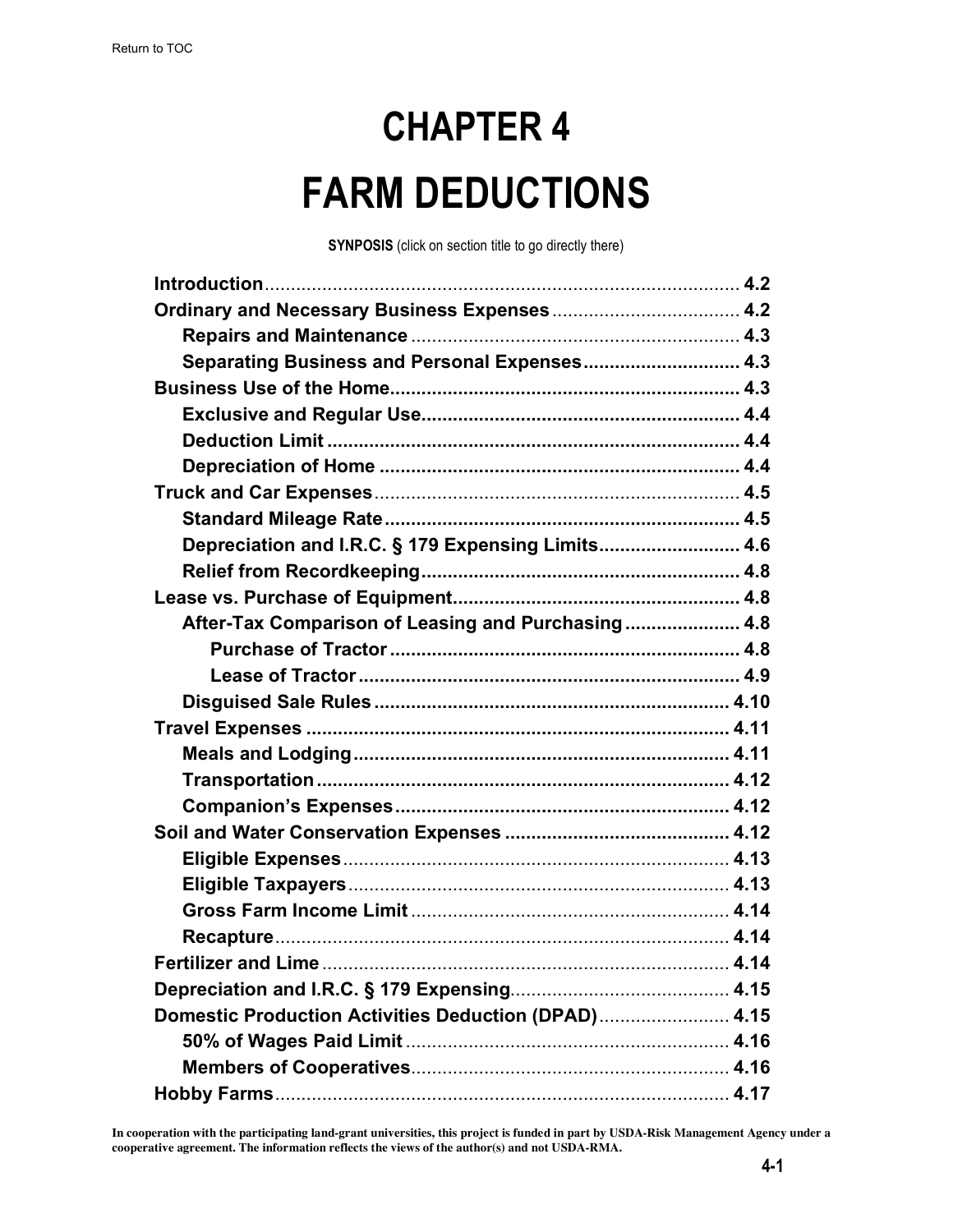# CHAPTER 4

# FARM DEDUCTIONS

**SYNOPSIS** (click on section title to go directly there)

| | |
|---|---|
| **Introduction** | 4.2 |
| **Ordinary and Necessary Business Expenses** | 4.2 |
| &nbsp;&nbsp;&nbsp;**Repairs and Maintenance** | 4.3 |
| &nbsp;&nbsp;&nbsp;**Separating Business and Personal Expenses** | 4.3 |
| **Business Use of the Home** | 4.3 |
| &nbsp;&nbsp;&nbsp;**Exclusive and Regular Use** | 4.4 |
| &nbsp;&nbsp;&nbsp;**Deduction Limit** | 4.4 |
| &nbsp;&nbsp;&nbsp;**Depreciation of Home** | 4.4 |
| **Truck and Car Expenses** | 4.5 |
| &nbsp;&nbsp;&nbsp;**Standard Mileage Rate** | 4.5 |
| &nbsp;&nbsp;&nbsp;**Depreciation and I.R.C. § 179 Expensing Limits** | 4.6 |
| &nbsp;&nbsp;&nbsp;**Relief from Recordkeeping** | 4.8 |
| **Lease vs. Purchase of Equipment** | 4.8 |
| &nbsp;&nbsp;&nbsp;**After-Tax Comparison of Leasing and Purchasing** | 4.8 |
| &nbsp;&nbsp;&nbsp;&nbsp;&nbsp;&nbsp;**Purchase of Tractor** | 4.8 |
| &nbsp;&nbsp;&nbsp;&nbsp;&nbsp;&nbsp;**Lease of Tractor** | 4.9 |
| &nbsp;&nbsp;&nbsp;**Disguised Sale Rules** | 4.10 |
| **Travel Expenses** | 4.11 |
| &nbsp;&nbsp;&nbsp;**Meals and Lodging** | 4.11 |
| &nbsp;&nbsp;&nbsp;**Transportation** | 4.12 |
| &nbsp;&nbsp;&nbsp;**Companion's Expenses** | 4.12 |
| **Soil and Water Conservation Expenses** | 4.12 |
| &nbsp;&nbsp;&nbsp;**Eligible Expenses** | 4.13 |
| &nbsp;&nbsp;&nbsp;**Eligible Taxpayers** | 4.13 |
| &nbsp;&nbsp;&nbsp;**Gross Farm Income Limit** | 4.14 |
| &nbsp;&nbsp;&nbsp;**Recapture** | 4.14 |
| **Fertilizer and Lime** | 4.14 |
| **Depreciation and I.R.C. § 179 Expensing** | 4.15 |
| **Domestic Production Activities Deduction (DPAD)** | 4.15 |
| &nbsp;&nbsp;&nbsp;**50% of Wages Paid Limit** | 4.16 |
| &nbsp;&nbsp;&nbsp;**Members of Cooperatives** | 4.16 |
| **Hobby Farms** | 4.17 |

**In cooperation with the participating land-grant universities, this project is funded in part by USDA-Risk Management Agency under a cooperative agreement. The information reflects the views of the author(s) and not USDA-RMA.**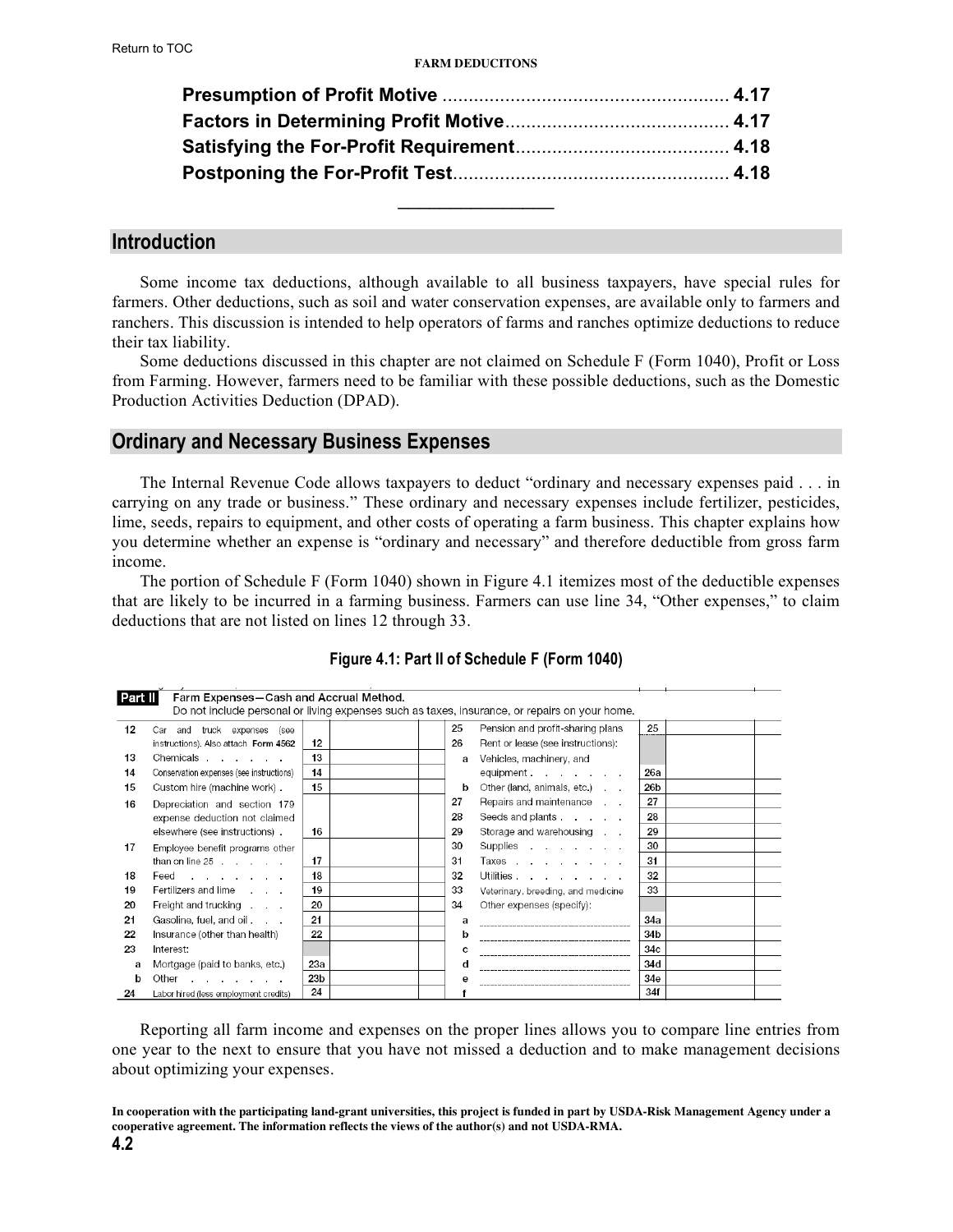**Presumption of Profit Motive** ........................................................ **4.17**
**Factors in Determining Profit Motive** ........................................... **4.17**
**Satisfying the For-Profit Requirement** ......................................... **4.18**
**Postponing the For-Profit Test** .................................................... **4.18**

## Introduction

Some income tax deductions, although available to all business taxpayers, have special rules for farmers. Other deductions, such as soil and water conservation expenses, are available only to farmers and ranchers. This discussion is intended to help operators of farms and ranches optimize deductions to reduce their tax liability.

Some deductions discussed in this chapter are not claimed on Schedule F (Form 1040), Profit or Loss from Farming. However, farmers need to be familiar with these possible deductions, such as the Domestic Production Activities Deduction (DPAD).

## Ordinary and Necessary Business Expenses

The Internal Revenue Code allows taxpayers to deduct "ordinary and necessary expenses paid . . . in carrying on any trade or business." These ordinary and necessary expenses include fertilizer, pesticides, lime, seeds, repairs to equipment, and other costs of operating a farm business. This chapter explains how you determine whether an expense is "ordinary and necessary" and therefore deductible from gross farm income.

The portion of Schedule F (Form 1040) shown in Figure 4.1 itemizes most of the deductible expenses that are likely to be incurred in a farming business. Farmers can use line 34, "Other expenses," to claim deductions that are not listed on lines 12 through 33.

**Figure 4.1: Part II of Schedule F (Form 1040)**

**Part II** Farm Expenses—Cash and Accrual Method.
Do not include personal or living expenses such as taxes, insurance, or repairs on your home.

| | | | | | | | |
|---|---|---|---|---|---|---|---|
| 12 | Car and truck expenses (see instructions). Also attach Form 4562 | 12 | | 25 | Pension and profit-sharing plans | 25 | |
| 13 | Chemicals | 13 | | 26 | Rent or lease (see instructions): | | |
| 14 | Conservation expenses (see instructions) | 14 | | a | Vehicles, machinery, and equipment | 26a | |
| 15 | Custom hire (machine work) | 15 | | b | Other (land, animals, etc.) | 26b | |
| 16 | Depreciation and section 179 expense deduction not claimed elsewhere (see instructions) | 16 | | 27 | Repairs and maintenance | 27 | |
| | | | | 28 | Seeds and plants | 28 | |
| | | | | 29 | Storage and warehousing | 29 | |
| 17 | Employee benefit programs other than on line 25 | 17 | | 30 | Supplies | 30 | |
| | | | | 31 | Taxes | 31 | |
| 18 | Feed | 18 | | 32 | Utilities | 32 | |
| 19 | Fertilizers and lime | 19 | | 33 | Veterinary, breeding, and medicine | 33 | |
| 20 | Freight and trucking | 20 | | 34 | Other expenses (specify): | | |
| 21 | Gasoline, fuel, and oil | 21 | | a | | 34a | |
| 22 | Insurance (other than health) | 22 | | b | | 34b | |
| 23 | Interest: | | | c | | 34c | |
| a | Mortgage (paid to banks, etc.) | 23a | | d | | 34d | |
| b | Other | 23b | | e | | 34e | |
| 24 | Labor hired (less employment credits) | 24 | | f | | 34f | |

Reporting all farm income and expenses on the proper lines allows you to compare line entries from one year to the next to ensure that you have not missed a deduction and to make management decisions about optimizing your expenses.

**In cooperation with the participating land-grant universities, this project is funded in part by USDA-Risk Management Agency under a cooperative agreement. The information reflects the views of the author(s) and not USDA-RMA.**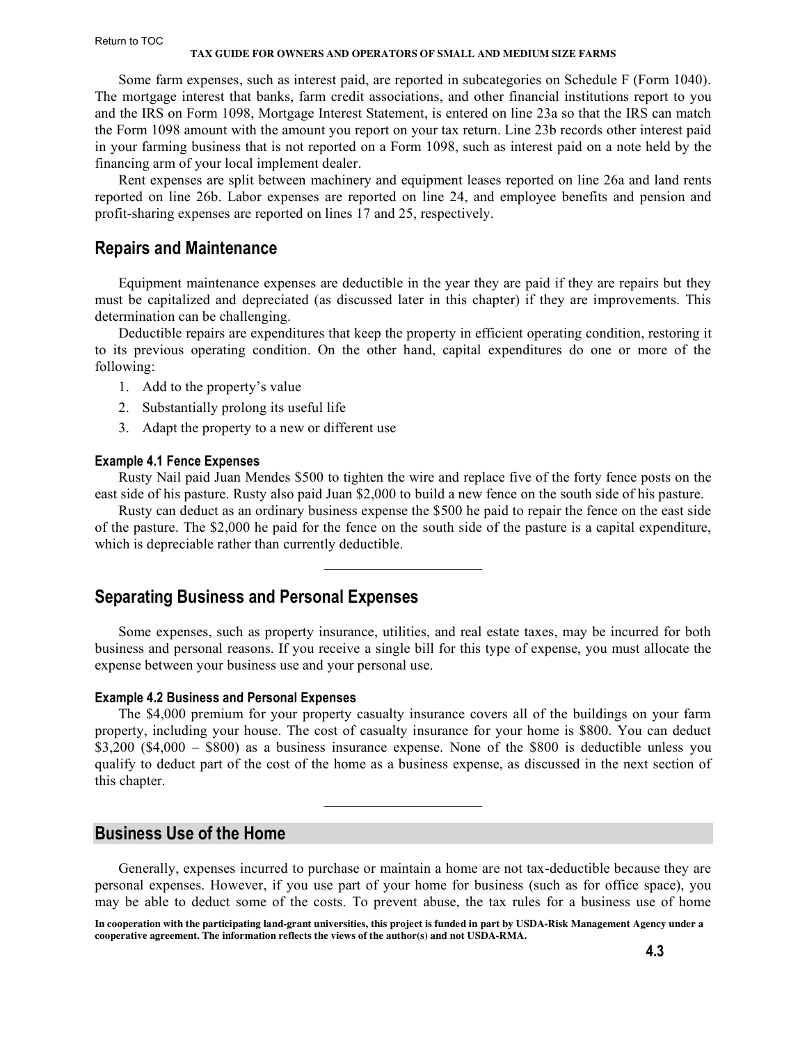Some farm expenses, such as interest paid, are reported in subcategories on Schedule F (Form 1040). The mortgage interest that banks, farm credit associations, and other financial institutions report to you and the IRS on Form 1098, Mortgage Interest Statement, is entered on line 23a so that the IRS can match the Form 1098 amount with the amount you report on your tax return. Line 23b records other interest paid in your farming business that is not reported on a Form 1098, such as interest paid on a note held by the financing arm of your local implement dealer.

Rent expenses are split between machinery and equipment leases reported on line 26a and land rents reported on line 26b. Labor expenses are reported on line 24, and employee benefits and pension and profit-sharing expenses are reported on lines 17 and 25, respectively.

## Repairs and Maintenance

Equipment maintenance expenses are deductible in the year they are paid if they are repairs but they must be capitalized and depreciated (as discussed later in this chapter) if they are improvements. This determination can be challenging.

Deductible repairs are expenditures that keep the property in efficient operating condition, restoring it to its previous operating condition. On the other hand, capital expenditures do one or more of the following:

1. Add to the property's value
2. Substantially prolong its useful life
3. Adapt the property to a new or different use

#### Example 4.1 Fence Expenses

Rusty Nail paid Juan Mendes $500 to tighten the wire and replace five of the forty fence posts on the east side of his pasture. Rusty also paid Juan $2,000 to build a new fence on the south side of his pasture.

Rusty can deduct as an ordinary business expense the $500 he paid to repair the fence on the east side of the pasture. The $2,000 he paid for the fence on the south side of the pasture is a capital expenditure, which is depreciable rather than currently deductible.

---

## Separating Business and Personal Expenses

Some expenses, such as property insurance, utilities, and real estate taxes, may be incurred for both business and personal reasons. If you receive a single bill for this type of expense, you must allocate the expense between your business use and your personal use.

#### Example 4.2 Business and Personal Expenses

The $4,000 premium for your property casualty insurance covers all of the buildings on your farm property, including your house. The cost of casualty insurance for your home is $800. You can deduct $3,200 ($4,000 – $800) as a business insurance expense. None of the $800 is deductible unless you qualify to deduct part of the cost of the home as a business expense, as discussed in the next section of this chapter.

---

## Business Use of the Home

Generally, expenses incurred to purchase or maintain a home are not tax-deductible because they are personal expenses. However, if you use part of your home for business (such as for office space), you may be able to deduct some of the costs. To prevent abuse, the tax rules for a business use of home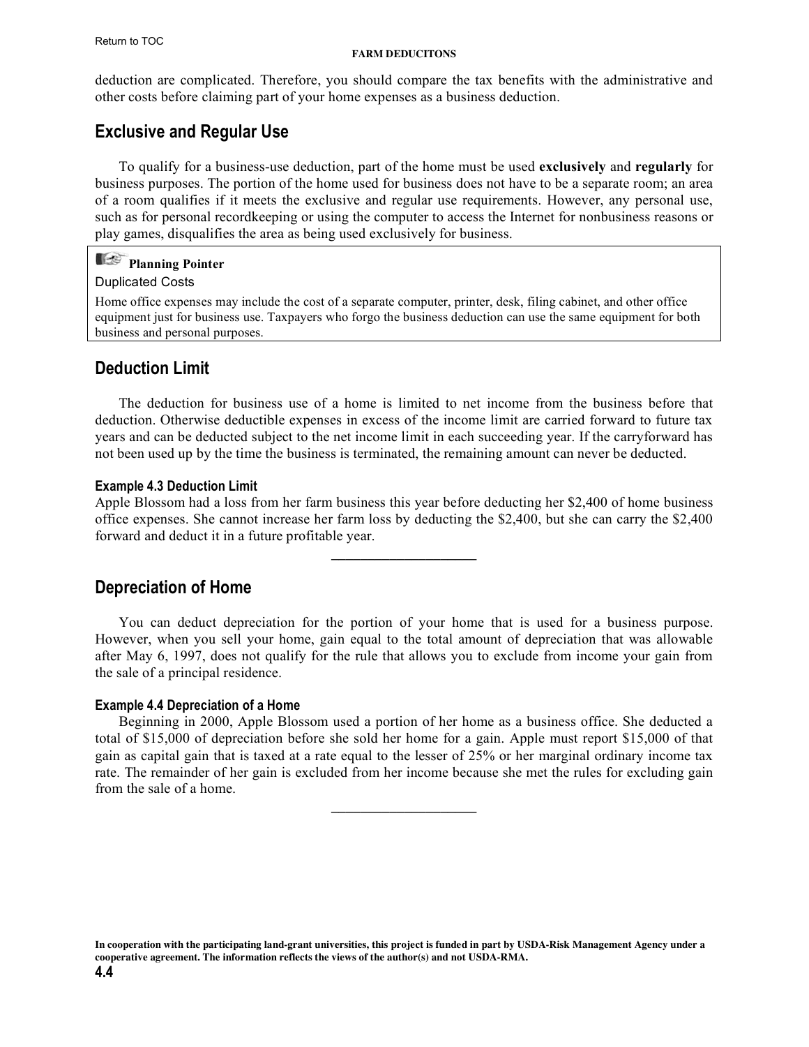deduction are complicated. Therefore, you should compare the tax benefits with the administrative and other costs before claiming part of your home expenses as a business deduction.

## Exclusive and Regular Use

To qualify for a business-use deduction, part of the home must be used **exclusively** and **regularly** for business purposes. The portion of the home used for business does not have to be a separate room; an area of a room qualifies if it meets the exclusive and regular use requirements. However, any personal use, such as for personal recordkeeping or using the computer to access the Internet for nonbusiness reasons or play games, disqualifies the area as being used exclusively for business.

> **Planning Pointer**
>
> Duplicated Costs
>
> Home office expenses may include the cost of a separate computer, printer, desk, filing cabinet, and other office equipment just for business use. Taxpayers who forgo the business deduction can use the same equipment for both business and personal purposes.

## Deduction Limit

The deduction for business use of a home is limited to net income from the business before that deduction. Otherwise deductible expenses in excess of the income limit are carried forward to future tax years and can be deducted subject to the net income limit in each succeeding year. If the carryforward has not been used up by the time the business is terminated, the remaining amount can never be deducted.

#### Example 4.3 Deduction Limit

Apple Blossom had a loss from her farm business this year before deducting her $2,400 of home business office expenses. She cannot increase her farm loss by deducting the $2,400, but she can carry the $2,400 forward and deduct it in a future profitable year.

---

## Depreciation of Home

You can deduct depreciation for the portion of your home that is used for a business purpose. However, when you sell your home, gain equal to the total amount of depreciation that was allowable after May 6, 1997, does not qualify for the rule that allows you to exclude from income your gain from the sale of a principal residence.

#### Example 4.4 Depreciation of a Home

Beginning in 2000, Apple Blossom used a portion of her home as a business office. She deducted a total of $15,000 of depreciation before she sold her home for a gain. Apple must report $15,000 of that gain as capital gain that is taxed at a rate equal to the lesser of 25% or her marginal ordinary income tax rate. The remainder of her gain is excluded from her income because she met the rules for excluding gain from the sale of a home.

---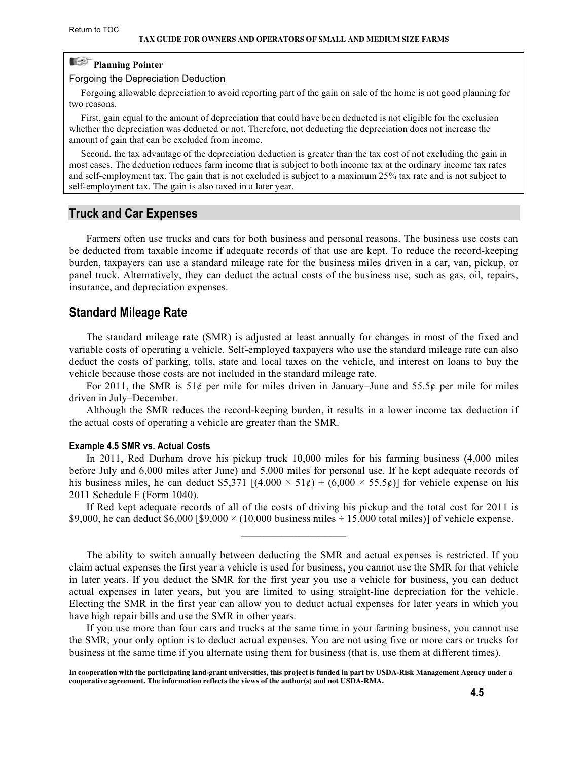**Planning Pointer**

Forgoing the Depreciation Deduction

Forgoing allowable depreciation to avoid reporting part of the gain on sale of the home is not good planning for two reasons.

First, gain equal to the amount of depreciation that could have been deducted is not eligible for the exclusion whether the depreciation was deducted or not. Therefore, not deducting the depreciation does not increase the amount of gain that can be excluded from income.

Second, the tax advantage of the depreciation deduction is greater than the tax cost of not excluding the gain in most cases. The deduction reduces farm income that is subject to both income tax at the ordinary income tax rates and self-employment tax. The gain that is not excluded is subject to a maximum 25% tax rate and is not subject to self-employment tax. The gain is also taxed in a later year.

## Truck and Car Expenses

Farmers often use trucks and cars for both business and personal reasons. The business use costs can be deducted from taxable income if adequate records of that use are kept. To reduce the record-keeping burden, taxpayers can use a standard mileage rate for the business miles driven in a car, van, pickup, or panel truck. Alternatively, they can deduct the actual costs of the business use, such as gas, oil, repairs, insurance, and depreciation expenses.

## Standard Mileage Rate

The standard mileage rate (SMR) is adjusted at least annually for changes in most of the fixed and variable costs of operating a vehicle. Self-employed taxpayers who use the standard mileage rate can also deduct the costs of parking, tolls, state and local taxes on the vehicle, and interest on loans to buy the vehicle because those costs are not included in the standard mileage rate.

For 2011, the SMR is 51¢ per mile for miles driven in January–June and 55.5¢ per mile for miles driven in July–December.

Although the SMR reduces the record-keeping burden, it results in a lower income tax deduction if the actual costs of operating a vehicle are greater than the SMR.

#### Example 4.5 SMR vs. Actual Costs

In 2011, Red Durham drove his pickup truck 10,000 miles for his farming business (4,000 miles before July and 6,000 miles after June) and 5,000 miles for personal use. If he kept adequate records of his business miles, he can deduct $5,371 [(4,000 × 51¢) + (6,000 × 55.5¢)] for vehicle expense on his 2011 Schedule F (Form 1040).

If Red kept adequate records of all of the costs of driving his pickup and the total cost for 2011 is $9,000, he can deduct $6,000 [$9,000 × (10,000 business miles ÷ 15,000 total miles)] of vehicle expense.

---

The ability to switch annually between deducting the SMR and actual expenses is restricted. If you claim actual expenses the first year a vehicle is used for business, you cannot use the SMR for that vehicle in later years. If you deduct the SMR for the first year you use a vehicle for business, you can deduct actual expenses in later years, but you are limited to using straight-line depreciation for the vehicle. Electing the SMR in the first year can allow you to deduct actual expenses for later years in which you have high repair bills and use the SMR in other years.

If you use more than four cars and trucks at the same time in your farming business, you cannot use the SMR; your only option is to deduct actual expenses. You are not using five or more cars or trucks for business at the same time if you alternate using them for business (that is, use them at different times).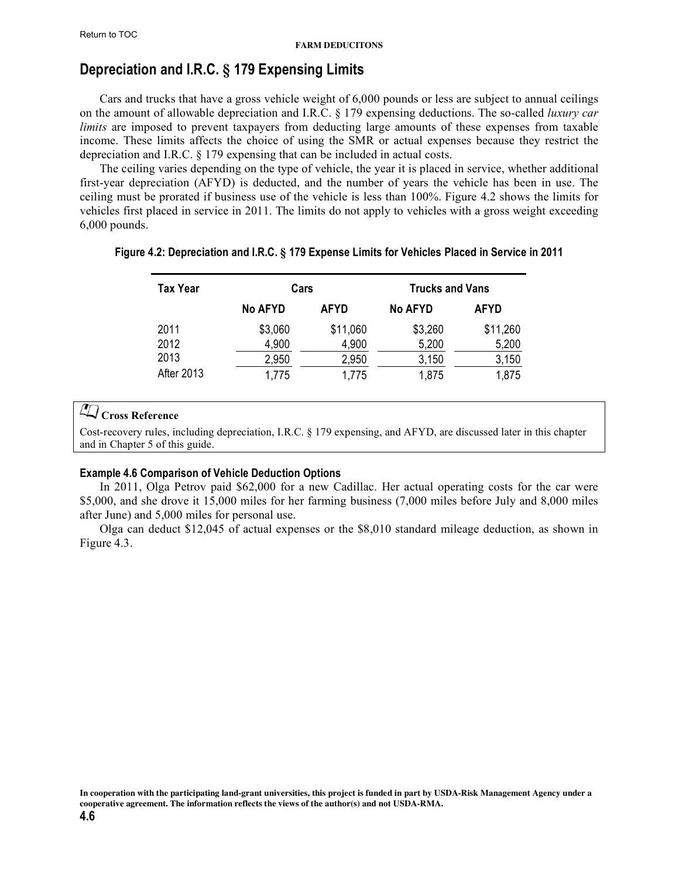## Depreciation and I.R.C. § 179 Expensing Limits

Cars and trucks that have a gross vehicle weight of 6,000 pounds or less are subject to annual ceilings on the amount of allowable depreciation and I.R.C. § 179 expensing deductions. The so-called *luxury car limits* are imposed to prevent taxpayers from deducting large amounts of these expenses from taxable income. These limits affects the choice of using the SMR or actual expenses because they restrict the depreciation and I.R.C. § 179 expensing that can be included in actual costs.

The ceiling varies depending on the type of vehicle, the year it is placed in service, whether additional first-year depreciation (AFYD) is deducted, and the number of years the vehicle has been in use. The ceiling must be prorated if business use of the vehicle is less than 100%. Figure 4.2 shows the limits for vehicles first placed in service in 2011. The limits do not apply to vehicles with a gross weight exceeding 6,000 pounds.

**Figure 4.2: Depreciation and I.R.C. § 179 Expense Limits for Vehicles Placed in Service in 2011**

| Tax Year | Cars | | Trucks and Vans | |
|---|---|---|---|---|
| | No AFYD | AFYD | No AFYD | AFYD |
| 2011 | $3,060 | $11,060 | $3,260 | $11,260 |
| 2012 | 4,900 | 4,900 | 5,200 | 5,200 |
| 2013 | 2,950 | 2,950 | 3,150 | 3,150 |
| After 2013 | 1,775 | 1,775 | 1,875 | 1,875 |

> **Cross Reference**
>
> Cost-recovery rules, including depreciation, I.R.C. § 179 expensing, and AFYD, are discussed later in this chapter and in Chapter 5 of this guide.

#### Example 4.6 Comparison of Vehicle Deduction Options

In 2011, Olga Petrov paid $62,000 for a new Cadillac. Her actual operating costs for the car were $5,000, and she drove it 15,000 miles for her farming business (7,000 miles before July and 8,000 miles after June) and 5,000 miles for personal use.

Olga can deduct $12,045 of actual expenses or the $8,010 standard mileage deduction, as shown in Figure 4.3.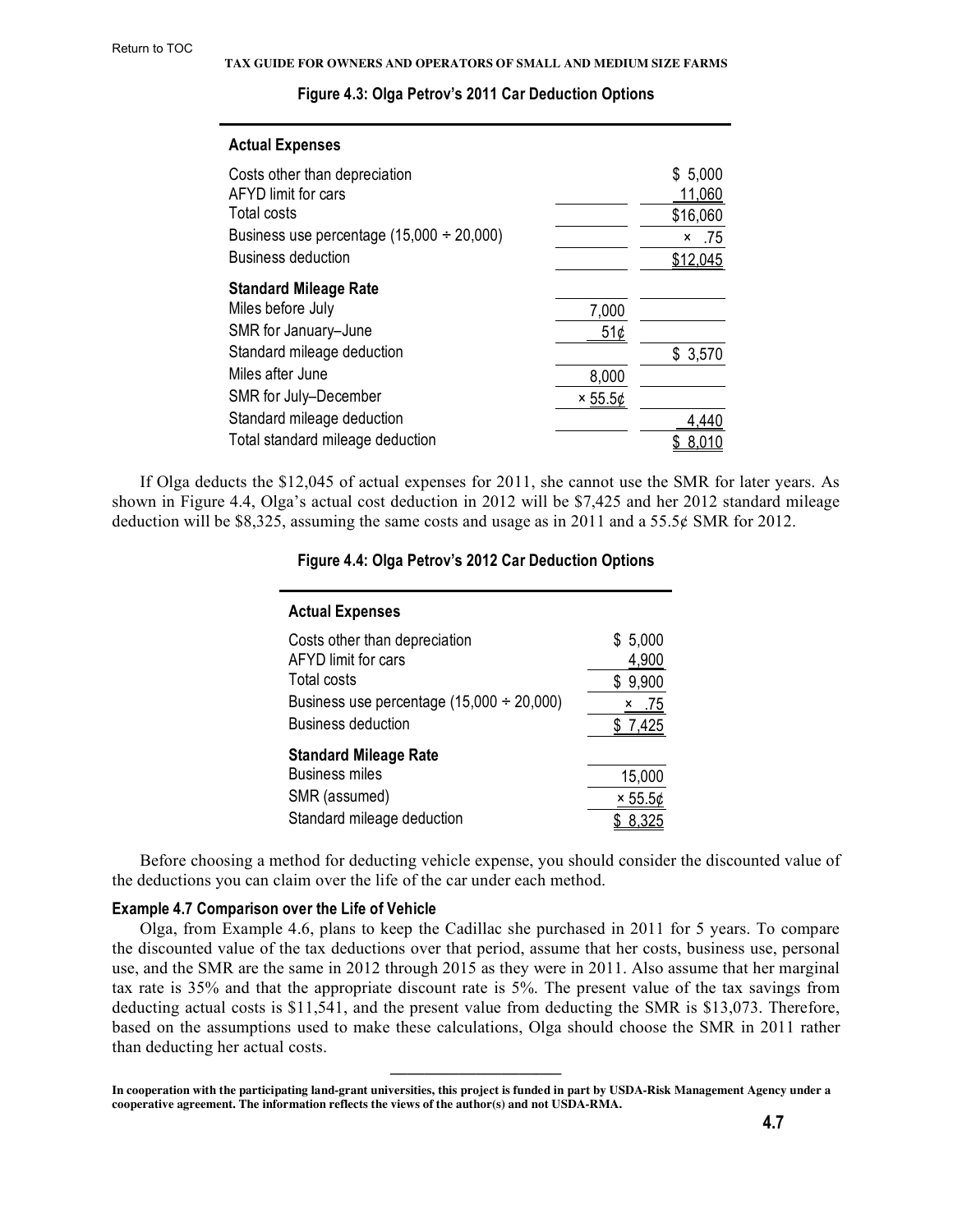**Figure 4.3: Olga Petrov's 2011 Car Deduction Options**

| | | |
|---|---|---|
| **Actual Expenses** | | |
| Costs other than depreciation | | $ 5,000 |
| AFYD limit for cars | | 11,060 |
| Total costs | | $16,060 |
| Business use percentage (15,000 ÷ 20,000) | | × .75 |
| Business deduction | | $12,045 |
| **Standard Mileage Rate** | | |
| Miles before July | 7,000 | |
| SMR for January–June | 51¢ | |
| Standard mileage deduction | | $ 3,570 |
| Miles after June | 8,000 | |
| SMR for July–December | × 55.5¢ | |
| Standard mileage deduction | | 4,440 |
| Total standard mileage deduction | | $ 8,010 |

If Olga deducts the $12,045 of actual expenses for 2011, she cannot use the SMR for later years. As shown in Figure 4.4, Olga's actual cost deduction in 2012 will be $7,425 and her 2012 standard mileage deduction will be $8,325, assuming the same costs and usage as in 2011 and a 55.5¢ SMR for 2012.

**Figure 4.4: Olga Petrov's 2012 Car Deduction Options**

| | |
|---|---|
| **Actual Expenses** | |
| Costs other than depreciation | $ 5,000 |
| AFYD limit for cars | 4,900 |
| Total costs | $ 9,900 |
| Business use percentage (15,000 ÷ 20,000) | × .75 |
| Business deduction | $ 7,425 |
| **Standard Mileage Rate** | |
| Business miles | 15,000 |
| SMR (assumed) | × 55.5¢ |
| Standard mileage deduction | $ 8,325 |

Before choosing a method for deducting vehicle expense, you should consider the discounted value of the deductions you can claim over the life of the car under each method.

**Example 4.7 Comparison over the Life of Vehicle**

Olga, from Example 4.6, plans to keep the Cadillac she purchased in 2011 for 5 years. To compare the discounted value of the tax deductions over that period, assume that her costs, business use, personal use, and the SMR are the same in 2012 through 2015 as they were in 2011. Also assume that her marginal tax rate is 35% and that the appropriate discount rate is 5%. The present value of the tax savings from deducting actual costs is $11,541, and the present value from deducting the SMR is $13,073. Therefore, based on the assumptions used to make these calculations, Olga should choose the SMR in 2011 rather than deducting her actual costs.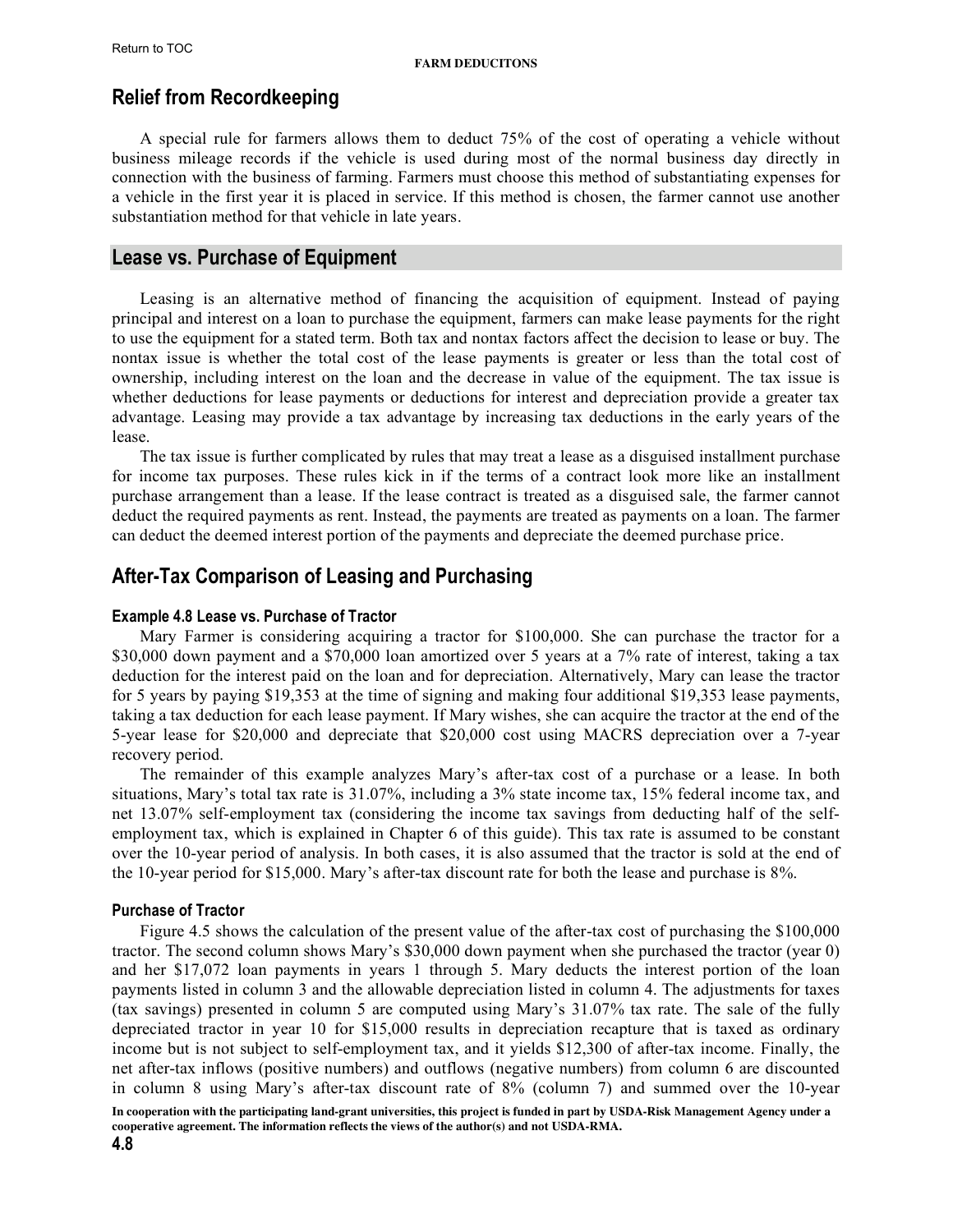## Relief from Recordkeeping

A special rule for farmers allows them to deduct 75% of the cost of operating a vehicle without business mileage records if the vehicle is used during most of the normal business day directly in connection with the business of farming. Farmers must choose this method of substantiating expenses for a vehicle in the first year it is placed in service. If this method is chosen, the farmer cannot use another substantiation method for that vehicle in late years.

## Lease vs. Purchase of Equipment

Leasing is an alternative method of financing the acquisition of equipment. Instead of paying principal and interest on a loan to purchase the equipment, farmers can make lease payments for the right to use the equipment for a stated term. Both tax and nontax factors affect the decision to lease or buy. The nontax issue is whether the total cost of the lease payments is greater or less than the total cost of ownership, including interest on the loan and the decrease in value of the equipment. The tax issue is whether deductions for lease payments or deductions for interest and depreciation provide a greater tax advantage. Leasing may provide a tax advantage by increasing tax deductions in the early years of the lease.

The tax issue is further complicated by rules that may treat a lease as a disguised installment purchase for income tax purposes. These rules kick in if the terms of a contract look more like an installment purchase arrangement than a lease. If the lease contract is treated as a disguised sale, the farmer cannot deduct the required payments as rent. Instead, the payments are treated as payments on a loan. The farmer can deduct the deemed interest portion of the payments and depreciate the deemed purchase price.

## After-Tax Comparison of Leasing and Purchasing

#### Example 4.8 Lease vs. Purchase of Tractor

Mary Farmer is considering acquiring a tractor for $100,000. She can purchase the tractor for a $30,000 down payment and a $70,000 loan amortized over 5 years at a 7% rate of interest, taking a tax deduction for the interest paid on the loan and for depreciation. Alternatively, Mary can lease the tractor for 5 years by paying $19,353 at the time of signing and making four additional $19,353 lease payments, taking a tax deduction for each lease payment. If Mary wishes, she can acquire the tractor at the end of the 5-year lease for $20,000 and depreciate that $20,000 cost using MACRS depreciation over a 7-year recovery period.

The remainder of this example analyzes Mary's after-tax cost of a purchase or a lease. In both situations, Mary's total tax rate is 31.07%, including a 3% state income tax, 15% federal income tax, and net 13.07% self-employment tax (considering the income tax savings from deducting half of the self-employment tax, which is explained in Chapter 6 of this guide). This tax rate is assumed to be constant over the 10-year period of analysis. In both cases, it is also assumed that the tractor is sold at the end of the 10-year period for $15,000. Mary's after-tax discount rate for both the lease and purchase is 8%.

#### Purchase of Tractor

Figure 4.5 shows the calculation of the present value of the after-tax cost of purchasing the $100,000 tractor. The second column shows Mary's $30,000 down payment when she purchased the tractor (year 0) and her $17,072 loan payments in years 1 through 5. Mary deducts the interest portion of the loan payments listed in column 3 and the allowable depreciation listed in column 4. The adjustments for taxes (tax savings) presented in column 5 are computed using Mary's 31.07% tax rate. The sale of the fully depreciated tractor in year 10 for $15,000 results in depreciation recapture that is taxed as ordinary income but is not subject to self-employment tax, and it yields $12,300 of after-tax income. Finally, the net after-tax inflows (positive numbers) and outflows (negative numbers) from column 6 are discounted in column 8 using Mary's after-tax discount rate of 8% (column 7) and summed over the 10-year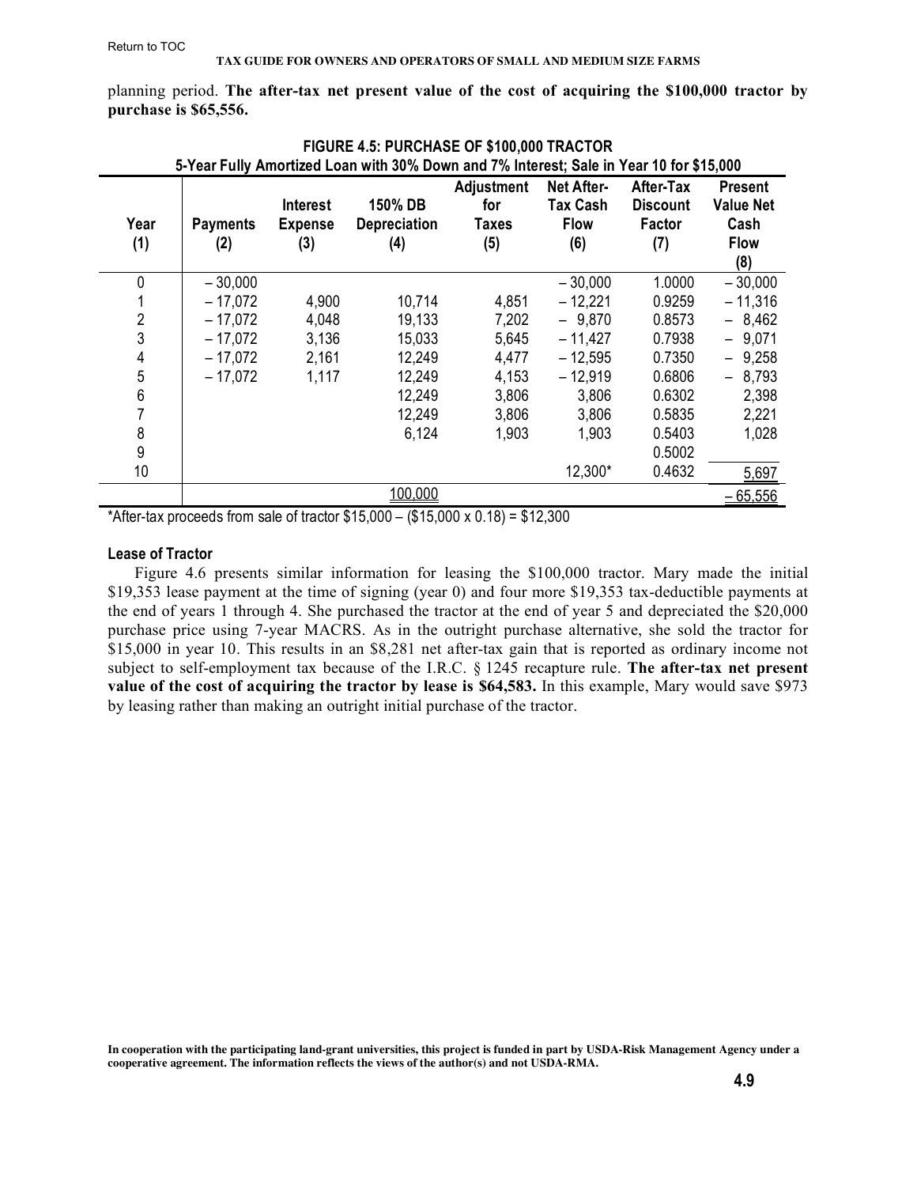planning period. **The after-tax net present value of the cost of acquiring the $100,000 tractor by purchase is $65,556.**

**FIGURE 4.5: PURCHASE OF $100,000 TRACTOR**
**5-Year Fully Amortized Loan with 30% Down and 7% Interest; Sale in Year 10 for $15,000**

| Year (1) | Payments (2) | Interest Expense (3) | 150% DB Depreciation (4) | Adjustment for Taxes (5) | Net After-Tax Cash Flow (6) | After-Tax Discount Factor (7) | Present Value Net Cash Flow (8) |
|---|---|---|---|---|---|---|---|
| 0 | – 30,000 | | | | – 30,000 | 1.0000 | – 30,000 |
| 1 | – 17,072 | 4,900 | 10,714 | 4,851 | – 12,221 | 0.9259 | – 11,316 |
| 2 | – 17,072 | 4,048 | 19,133 | 7,202 | – 9,870 | 0.8573 | – 8,462 |
| 3 | – 17,072 | 3,136 | 15,033 | 5,645 | – 11,427 | 0.7938 | – 9,071 |
| 4 | – 17,072 | 2,161 | 12,249 | 4,477 | – 12,595 | 0.7350 | – 9,258 |
| 5 | – 17,072 | 1,117 | 12,249 | 4,153 | – 12,919 | 0.6806 | – 8,793 |
| 6 | | | 12,249 | 3,806 | 3,806 | 0.6302 | 2,398 |
| 7 | | | 12,249 | 3,806 | 3,806 | 0.5835 | 2,221 |
| 8 | | | 6,124 | 1,903 | 1,903 | 0.5403 | 1,028 |
| 9 | | | | | | 0.5002 | |
| 10 | | | | | 12,300* | 0.4632 | 5,697 |
| | | | 100,000 | | | | – 65,556 |

*After-tax proceeds from sale of tractor $15,000 – ($15,000 x 0.18) = $12,300

#### Lease of Tractor

Figure 4.6 presents similar information for leasing the $100,000 tractor. Mary made the initial $19,353 lease payment at the time of signing (year 0) and four more $19,353 tax-deductible payments at the end of years 1 through 4. She purchased the tractor at the end of year 5 and depreciated the $20,000 purchase price using 7-year MACRS. As in the outright purchase alternative, she sold the tractor for $15,000 in year 10. This results in an $8,281 net after-tax gain that is reported as ordinary income not subject to self-employment tax because of the I.R.C. § 1245 recapture rule. **The after-tax net present value of the cost of acquiring the tractor by lease is $64,583.** In this example, Mary would save $973 by leasing rather than making an outright initial purchase of the tractor.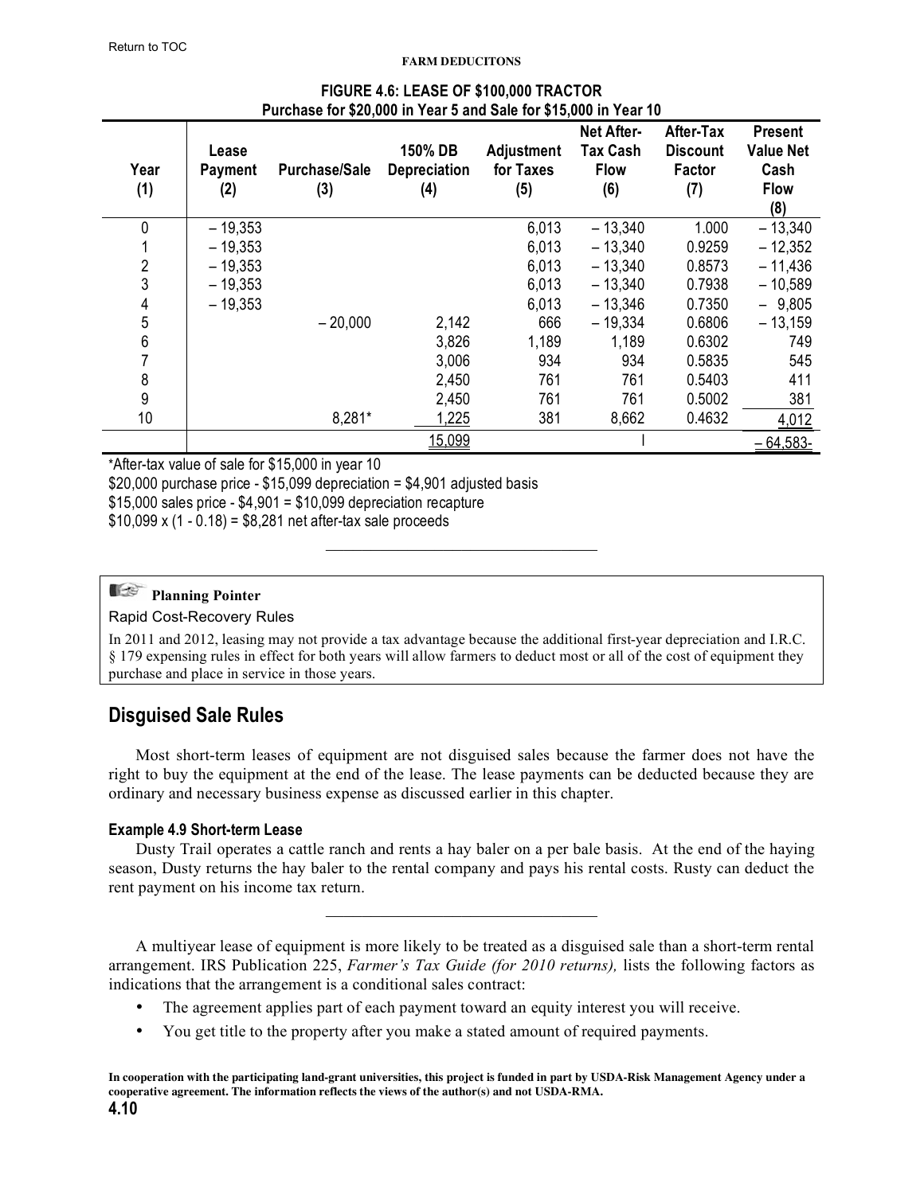FIGURE 4.6: LEASE OF $100,000 TRACTOR
Purchase for $20,000 in Year 5 and Sale for $15,000 in Year 10

| Year (1) | Lease Payment (2) | Purchase/Sale (3) | 150% DB Depreciation (4) | Adjustment for Taxes (5) | Net After-Tax Cash Flow (6) | After-Tax Discount Factor (7) | Present Value Net Cash Flow (8) |
|---|---|---|---|---|---|---|---|
| 0 | – 19,353 | | | 6,013 | – 13,340 | 1.000 | – 13,340 |
| 1 | – 19,353 | | | 6,013 | – 13,340 | 0.9259 | – 12,352 |
| 2 | – 19,353 | | | 6,013 | – 13,340 | 0.8573 | – 11,436 |
| 3 | – 19,353 | | | 6,013 | – 13,340 | 0.7938 | – 10,589 |
| 4 | – 19,353 | | | 6,013 | – 13,346 | 0.7350 | – 9,805 |
| 5 | | – 20,000 | 2,142 | 666 | – 19,334 | 0.6806 | – 13,159 |
| 6 | | | 3,826 | 1,189 | 1,189 | 0.6302 | 749 |
| 7 | | | 3,006 | 934 | 934 | 0.5835 | 545 |
| 8 | | | 2,450 | 761 | 761 | 0.5403 | 411 |
| 9 | | | 2,450 | 761 | 761 | 0.5002 | 381 |
| 10 | | 8,281* | 1,225 | 381 | 8,662 | 0.4632 | 4,012 |
| | | | 15,099 | | | | – 64,583- |

*After-tax value of sale for $15,000 in year 10

$20,000 purchase price - $15,099 depreciation = $4,901 adjusted basis

$15,000 sales price - $4,901 = $10,099 depreciation recapture

$10,099 x (1 - 0.18) = $8,281 net after-tax sale proceeds

---

**Planning Pointer**

Rapid Cost-Recovery Rules

In 2011 and 2012, leasing may not provide a tax advantage because the additional first-year depreciation and I.R.C. § 179 expensing rules in effect for both years will allow farmers to deduct most or all of the cost of equipment they purchase and place in service in those years.

## Disguised Sale Rules

Most short-term leases of equipment are not disguised sales because the farmer does not have the right to buy the equipment at the end of the lease. The lease payments can be deducted because they are ordinary and necessary business expense as discussed earlier in this chapter.

#### Example 4.9 Short-term Lease

Dusty Trail operates a cattle ranch and rents a hay baler on a per bale basis. At the end of the haying season, Dusty returns the hay baler to the rental company and pays his rental costs. Rusty can deduct the rent payment on his income tax return.

---

A multiyear lease of equipment is more likely to be treated as a disguised sale than a short-term rental arrangement. IRS Publication 225, *Farmer's Tax Guide (for 2010 returns),* lists the following factors as indications that the arrangement is a conditional sales contract:

- The agreement applies part of each payment toward an equity interest you will receive.
- You get title to the property after you make a stated amount of required payments.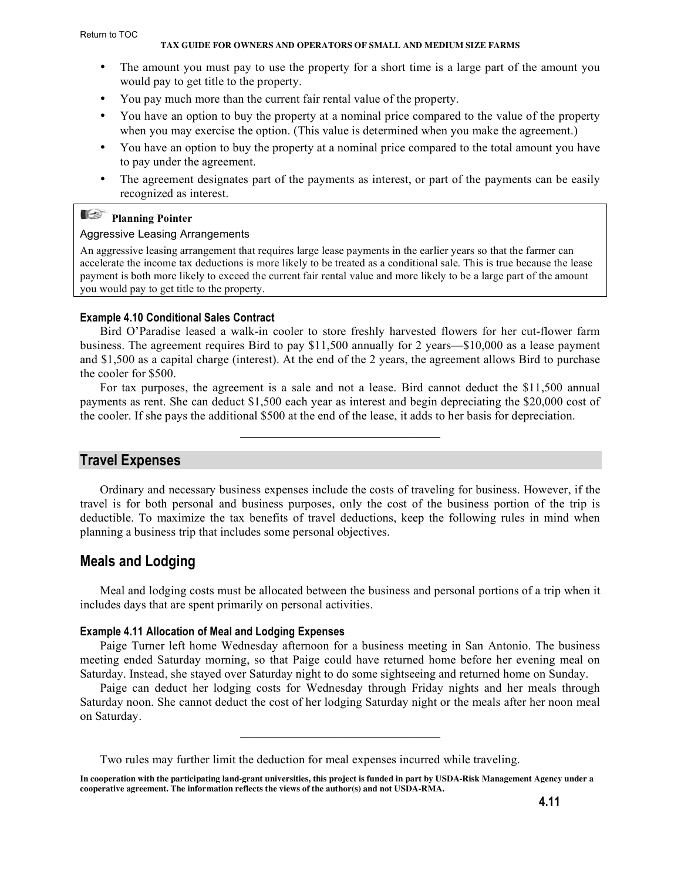- The amount you must pay to use the property for a short time is a large part of the amount you would pay to get title to the property.
- You pay much more than the current fair rental value of the property.
- You have an option to buy the property at a nominal price compared to the value of the property when you may exercise the option. (This value is determined when you make the agreement.)
- You have an option to buy the property at a nominal price compared to the total amount you have to pay under the agreement.
- The agreement designates part of the payments as interest, or part of the payments can be easily recognized as interest.

> **Planning Pointer**
>
> Aggressive Leasing Arrangements
>
> An aggressive leasing arrangement that requires large lease payments in the earlier years so that the farmer can accelerate the income tax deductions is more likely to be treated as a conditional sale. This is true because the lease payment is both more likely to exceed the current fair rental value and more likely to be a large part of the amount you would pay to get title to the property.

#### Example 4.10 Conditional Sales Contract

Bird O'Paradise leased a walk-in cooler to store freshly harvested flowers for her cut-flower farm business. The agreement requires Bird to pay $11,500 annually for 2 years—$10,000 as a lease payment and $1,500 as a capital charge (interest). At the end of the 2 years, the agreement allows Bird to purchase the cooler for $500.

For tax purposes, the agreement is a sale and not a lease. Bird cannot deduct the $11,500 annual payments as rent. She can deduct $1,500 each year as interest and begin depreciating the $20,000 cost of the cooler. If she pays the additional $500 at the end of the lease, it adds to her basis for depreciation.

---

## Travel Expenses

Ordinary and necessary business expenses include the costs of traveling for business. However, if the travel is for both personal and business purposes, only the cost of the business portion of the trip is deductible. To maximize the tax benefits of travel deductions, keep the following rules in mind when planning a business trip that includes some personal objectives.

## Meals and Lodging

Meal and lodging costs must be allocated between the business and personal portions of a trip when it includes days that are spent primarily on personal activities.

#### Example 4.11 Allocation of Meal and Lodging Expenses

Paige Turner left home Wednesday afternoon for a business meeting in San Antonio. The business meeting ended Saturday morning, so that Paige could have returned home before her evening meal on Saturday. Instead, she stayed over Saturday night to do some sightseeing and returned home on Sunday.

Paige can deduct her lodging costs for Wednesday through Friday nights and her meals through Saturday noon. She cannot deduct the cost of her lodging Saturday night or the meals after her noon meal on Saturday.

---

Two rules may further limit the deduction for meal expenses incurred while traveling.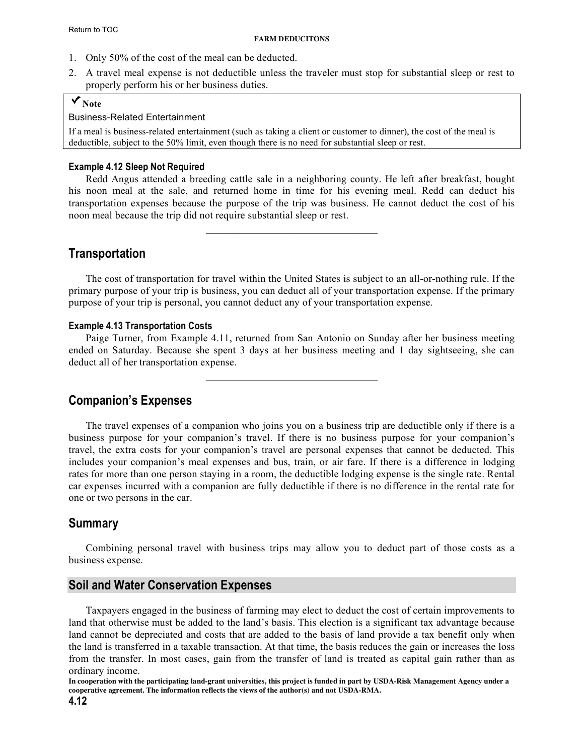1. Only 50% of the cost of the meal can be deducted.
2. A travel meal expense is not deductible unless the traveler must stop for substantial sleep or rest to properly perform his or her business duties.

> **✓ Note**
>
> Business-Related Entertainment
>
> If a meal is business-related entertainment (such as taking a client or customer to dinner), the cost of the meal is deductible, subject to the 50% limit, even though there is no need for substantial sleep or rest.

**Example 4.12 Sleep Not Required**

Redd Angus attended a breeding cattle sale in a neighboring county. He left after breakfast, bought his noon meal at the sale, and returned home in time for his evening meal. Redd can deduct his transportation expenses because the purpose of the trip was business. He cannot deduct the cost of his noon meal because the trip did not require substantial sleep or rest.

---

## Transportation

The cost of transportation for travel within the United States is subject to an all-or-nothing rule. If the primary purpose of your trip is business, you can deduct all of your transportation expense. If the primary purpose of your trip is personal, you cannot deduct any of your transportation expense.

**Example 4.13 Transportation Costs**

Paige Turner, from Example 4.11, returned from San Antonio on Sunday after her business meeting ended on Saturday. Because she spent 3 days at her business meeting and 1 day sightseeing, she can deduct all of her transportation expense.

---

## Companion's Expenses

The travel expenses of a companion who joins you on a business trip are deductible only if there is a business purpose for your companion's travel. If there is no business purpose for your companion's travel, the extra costs for your companion's travel are personal expenses that cannot be deducted. This includes your companion's meal expenses and bus, train, or air fare. If there is a difference in lodging rates for more than one person staying in a room, the deductible lodging expense is the single rate. Rental car expenses incurred with a companion are fully deductible if there is no difference in the rental rate for one or two persons in the car.

## Summary

Combining personal travel with business trips may allow you to deduct part of those costs as a business expense.

## Soil and Water Conservation Expenses

Taxpayers engaged in the business of farming may elect to deduct the cost of certain improvements to land that otherwise must be added to the land's basis. This election is a significant tax advantage because land cannot be depreciated and costs that are added to the basis of land provide a tax benefit only when the land is transferred in a taxable transaction. At that time, the basis reduces the gain or increases the loss from the transfer. In most cases, gain from the transfer of land is treated as capital gain rather than as ordinary income.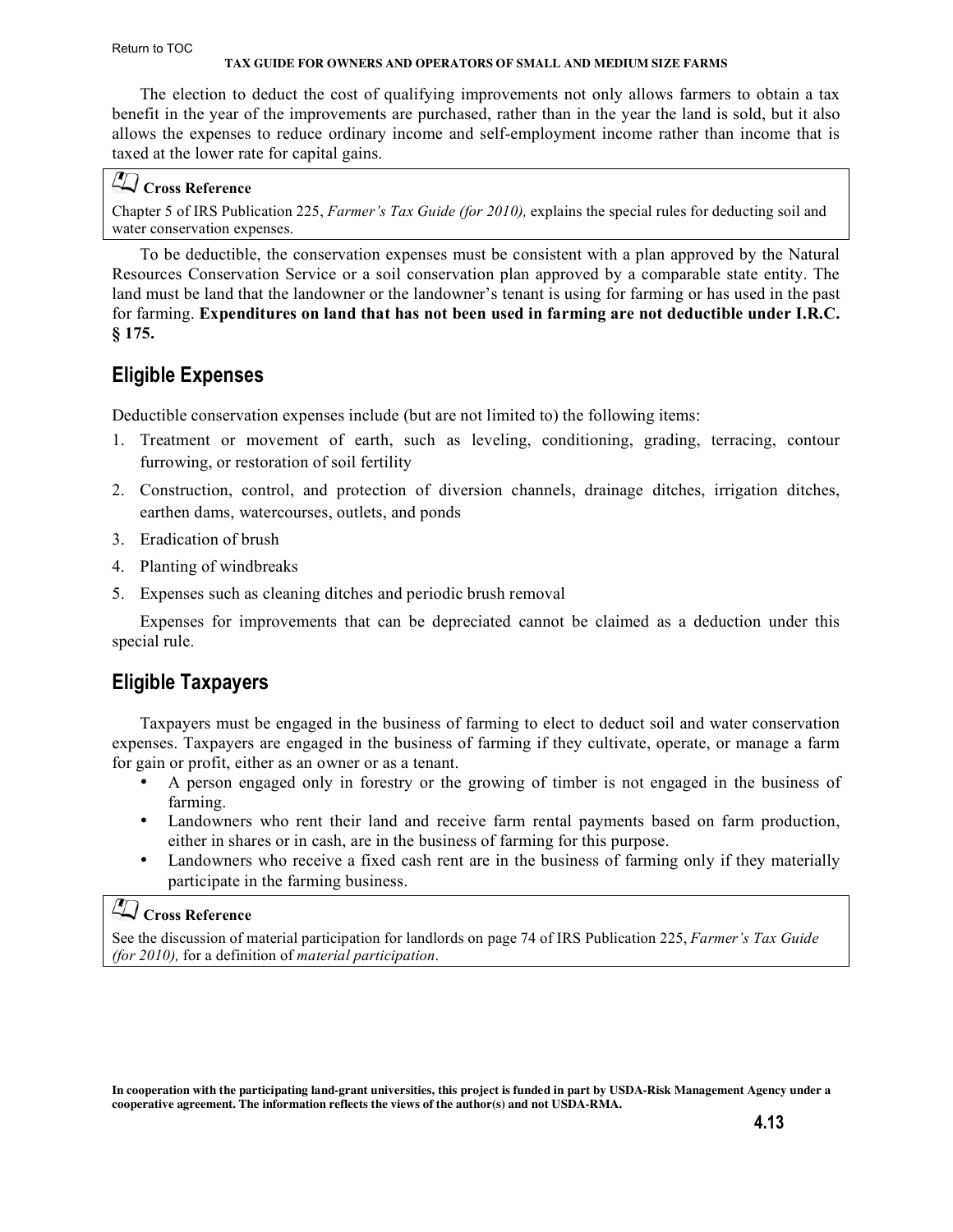The election to deduct the cost of qualifying improvements not only allows farmers to obtain a tax benefit in the year of the improvements are purchased, rather than in the year the land is sold, but it also allows the expenses to reduce ordinary income and self-employment income rather than income that is taxed at the lower rate for capital gains.

> **Cross Reference**
>
> Chapter 5 of IRS Publication 225, *Farmer's Tax Guide (for 2010),* explains the special rules for deducting soil and water conservation expenses.

To be deductible, the conservation expenses must be consistent with a plan approved by the Natural Resources Conservation Service or a soil conservation plan approved by a comparable state entity. The land must be land that the landowner or the landowner's tenant is using for farming or has used in the past for farming. **Expenditures on land that has not been used in farming are not deductible under I.R.C. § 175.**

## Eligible Expenses

Deductible conservation expenses include (but are not limited to) the following items:

1. Treatment or movement of earth, such as leveling, conditioning, grading, terracing, contour furrowing, or restoration of soil fertility
2. Construction, control, and protection of diversion channels, drainage ditches, irrigation ditches, earthen dams, watercourses, outlets, and ponds
3. Eradication of brush
4. Planting of windbreaks
5. Expenses such as cleaning ditches and periodic brush removal

Expenses for improvements that can be depreciated cannot be claimed as a deduction under this special rule.

## Eligible Taxpayers

Taxpayers must be engaged in the business of farming to elect to deduct soil and water conservation expenses. Taxpayers are engaged in the business of farming if they cultivate, operate, or manage a farm for gain or profit, either as an owner or as a tenant.

- A person engaged only in forestry or the growing of timber is not engaged in the business of farming.
- Landowners who rent their land and receive farm rental payments based on farm production, either in shares or in cash, are in the business of farming for this purpose.
- Landowners who receive a fixed cash rent are in the business of farming only if they materially participate in the farming business.

> **Cross Reference**
>
> See the discussion of material participation for landlords on page 74 of IRS Publication 225, *Farmer's Tax Guide (for 2010),* for a definition of *material participation*.

**In cooperation with the participating land-grant universities, this project is funded in part by USDA-Risk Management Agency under a cooperative agreement. The information reflects the views of the author(s) and not USDA-RMA.**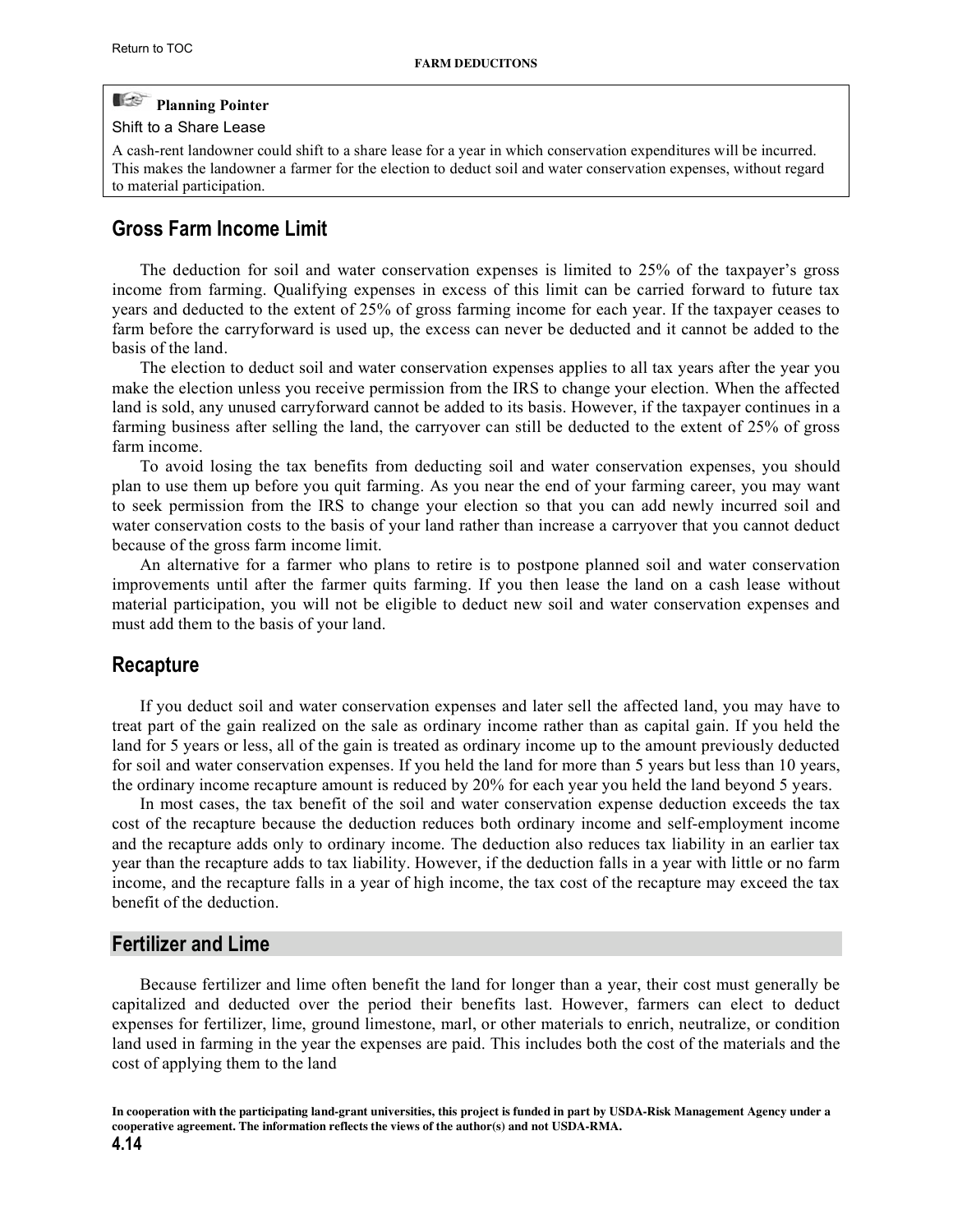**Planning Pointer**

Shift to a Share Lease

A cash-rent landowner could shift to a share lease for a year in which conservation expenditures will be incurred. This makes the landowner a farmer for the election to deduct soil and water conservation expenses, without regard to material participation.

## Gross Farm Income Limit

The deduction for soil and water conservation expenses is limited to 25% of the taxpayer's gross income from farming. Qualifying expenses in excess of this limit can be carried forward to future tax years and deducted to the extent of 25% of gross farming income for each year. If the taxpayer ceases to farm before the carryforward is used up, the excess can never be deducted and it cannot be added to the basis of the land.

The election to deduct soil and water conservation expenses applies to all tax years after the year you make the election unless you receive permission from the IRS to change your election. When the affected land is sold, any unused carryforward cannot be added to its basis. However, if the taxpayer continues in a farming business after selling the land, the carryover can still be deducted to the extent of 25% of gross farm income.

To avoid losing the tax benefits from deducting soil and water conservation expenses, you should plan to use them up before you quit farming. As you near the end of your farming career, you may want to seek permission from the IRS to change your election so that you can add newly incurred soil and water conservation costs to the basis of your land rather than increase a carryover that you cannot deduct because of the gross farm income limit.

An alternative for a farmer who plans to retire is to postpone planned soil and water conservation improvements until after the farmer quits farming. If you then lease the land on a cash lease without material participation, you will not be eligible to deduct new soil and water conservation expenses and must add them to the basis of your land.

## Recapture

If you deduct soil and water conservation expenses and later sell the affected land, you may have to treat part of the gain realized on the sale as ordinary income rather than as capital gain. If you held the land for 5 years or less, all of the gain is treated as ordinary income up to the amount previously deducted for soil and water conservation expenses. If you held the land for more than 5 years but less than 10 years, the ordinary income recapture amount is reduced by 20% for each year you held the land beyond 5 years.

In most cases, the tax benefit of the soil and water conservation expense deduction exceeds the tax cost of the recapture because the deduction reduces both ordinary income and self-employment income and the recapture adds only to ordinary income. The deduction also reduces tax liability in an earlier tax year than the recapture adds to tax liability. However, if the deduction falls in a year with little or no farm income, and the recapture falls in a year of high income, the tax cost of the recapture may exceed the tax benefit of the deduction.

## Fertilizer and Lime

Because fertilizer and lime often benefit the land for longer than a year, their cost must generally be capitalized and deducted over the period their benefits last. However, farmers can elect to deduct expenses for fertilizer, lime, ground limestone, marl, or other materials to enrich, neutralize, or condition land used in farming in the year the expenses are paid. This includes both the cost of the materials and the cost of applying them to the land

**In cooperation with the participating land-grant universities, this project is funded in part by USDA-Risk Management Agency under a cooperative agreement. The information reflects the views of the author(s) and not USDA-RMA.**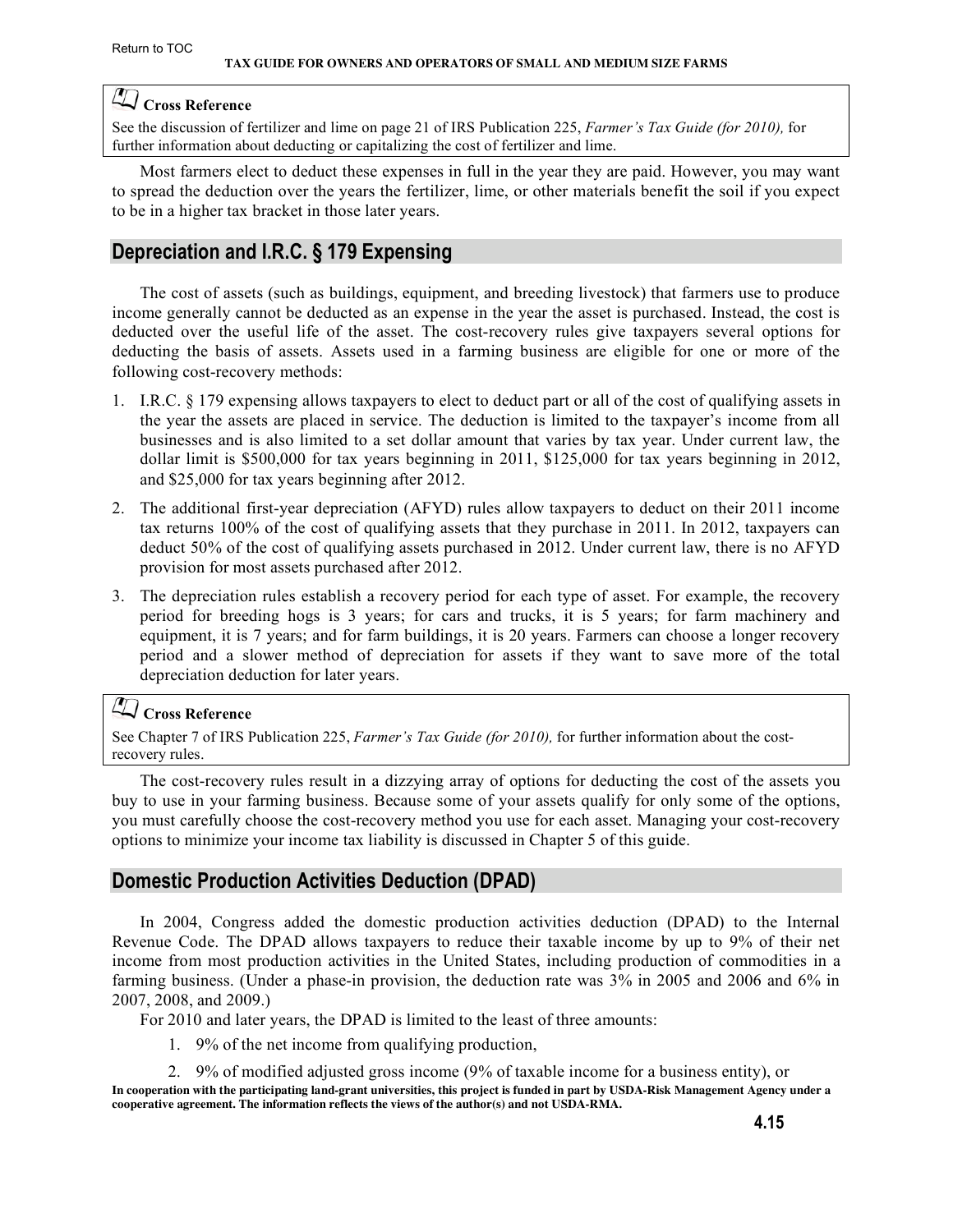> **Cross Reference**
>
> See the discussion of fertilizer and lime on page 21 of IRS Publication 225, *Farmer's Tax Guide (for 2010),* for further information about deducting or capitalizing the cost of fertilizer and lime.

Most farmers elect to deduct these expenses in full in the year they are paid. However, you may want to spread the deduction over the years the fertilizer, lime, or other materials benefit the soil if you expect to be in a higher tax bracket in those later years.

## Depreciation and I.R.C. § 179 Expensing

The cost of assets (such as buildings, equipment, and breeding livestock) that farmers use to produce income generally cannot be deducted as an expense in the year the asset is purchased. Instead, the cost is deducted over the useful life of the asset. The cost-recovery rules give taxpayers several options for deducting the basis of assets. Assets used in a farming business are eligible for one or more of the following cost-recovery methods:

1. I.R.C. § 179 expensing allows taxpayers to elect to deduct part or all of the cost of qualifying assets in the year the assets are placed in service. The deduction is limited to the taxpayer's income from all businesses and is also limited to a set dollar amount that varies by tax year. Under current law, the dollar limit is $500,000 for tax years beginning in 2011, $125,000 for tax years beginning in 2012, and $25,000 for tax years beginning after 2012.
2. The additional first-year depreciation (AFYD) rules allow taxpayers to deduct on their 2011 income tax returns 100% of the cost of qualifying assets that they purchase in 2011. In 2012, taxpayers can deduct 50% of the cost of qualifying assets purchased in 2012. Under current law, there is no AFYD provision for most assets purchased after 2012.
3. The depreciation rules establish a recovery period for each type of asset. For example, the recovery period for breeding hogs is 3 years; for cars and trucks, it is 5 years; for farm machinery and equipment, it is 7 years; and for farm buildings, it is 20 years. Farmers can choose a longer recovery period and a slower method of depreciation for assets if they want to save more of the total depreciation deduction for later years.

> **Cross Reference**
>
> See Chapter 7 of IRS Publication 225, *Farmer's Tax Guide (for 2010),* for further information about the cost-recovery rules.

The cost-recovery rules result in a dizzying array of options for deducting the cost of the assets you buy to use in your farming business. Because some of your assets qualify for only some of the options, you must carefully choose the cost-recovery method you use for each asset. Managing your cost-recovery options to minimize your income tax liability is discussed in Chapter 5 of this guide.

## Domestic Production Activities Deduction (DPAD)

In 2004, Congress added the domestic production activities deduction (DPAD) to the Internal Revenue Code. The DPAD allows taxpayers to reduce their taxable income by up to 9% of their net income from most production activities in the United States, including production of commodities in a farming business. (Under a phase-in provision, the deduction rate was 3% in 2005 and 2006 and 6% in 2007, 2008, and 2009.)

For 2010 and later years, the DPAD is limited to the least of three amounts:

1. 9% of the net income from qualifying production,
2. 9% of modified adjusted gross income (9% of taxable income for a business entity), or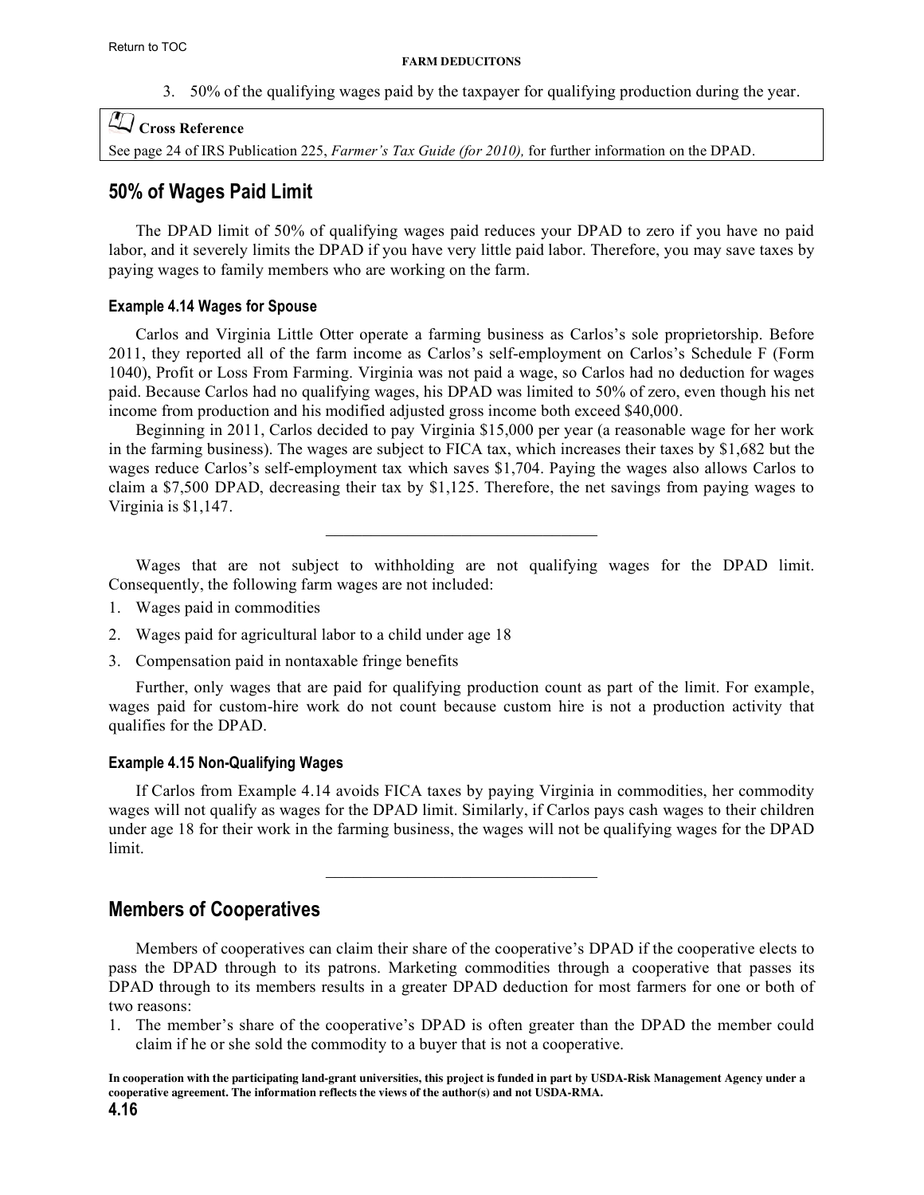3. 50% of the qualifying wages paid by the taxpayer for qualifying production during the year.

**Cross Reference**

See page 24 of IRS Publication 225, *Farmer's Tax Guide (for 2010),* for further information on the DPAD.

## 50% of Wages Paid Limit

The DPAD limit of 50% of qualifying wages paid reduces your DPAD to zero if you have no paid labor, and it severely limits the DPAD if you have very little paid labor. Therefore, you may save taxes by paying wages to family members who are working on the farm.

### Example 4.14 Wages for Spouse

Carlos and Virginia Little Otter operate a farming business as Carlos's sole proprietorship. Before 2011, they reported all of the farm income as Carlos's self-employment on Carlos's Schedule F (Form 1040), Profit or Loss From Farming. Virginia was not paid a wage, so Carlos had no deduction for wages paid. Because Carlos had no qualifying wages, his DPAD was limited to 50% of zero, even though his net income from production and his modified adjusted gross income both exceed $40,000.

Beginning in 2011, Carlos decided to pay Virginia $15,000 per year (a reasonable wage for her work in the farming business). The wages are subject to FICA tax, which increases their taxes by $1,682 but the wages reduce Carlos's self-employment tax which saves $1,704. Paying the wages also allows Carlos to claim a $7,500 DPAD, decreasing their tax by $1,125. Therefore, the net savings from paying wages to Virginia is $1,147.

---

Wages that are not subject to withholding are not qualifying wages for the DPAD limit. Consequently, the following farm wages are not included:

1. Wages paid in commodities
2. Wages paid for agricultural labor to a child under age 18
3. Compensation paid in nontaxable fringe benefits

Further, only wages that are paid for qualifying production count as part of the limit. For example, wages paid for custom-hire work do not count because custom hire is not a production activity that qualifies for the DPAD.

### Example 4.15 Non-Qualifying Wages

If Carlos from Example 4.14 avoids FICA taxes by paying Virginia in commodities, her commodity wages will not qualify as wages for the DPAD limit. Similarly, if Carlos pays cash wages to their children under age 18 for their work in the farming business, the wages will not be qualifying wages for the DPAD limit.

---

## Members of Cooperatives

Members of cooperatives can claim their share of the cooperative's DPAD if the cooperative elects to pass the DPAD through to its patrons. Marketing commodities through a cooperative that passes its DPAD through to its members results in a greater DPAD deduction for most farmers for one or both of two reasons:

1. The member's share of the cooperative's DPAD is often greater than the DPAD the member could claim if he or she sold the commodity to a buyer that is not a cooperative.

**In cooperation with the participating land-grant universities, this project is funded in part by USDA-Risk Management Agency under a cooperative agreement. The information reflects the views of the author(s) and not USDA-RMA.**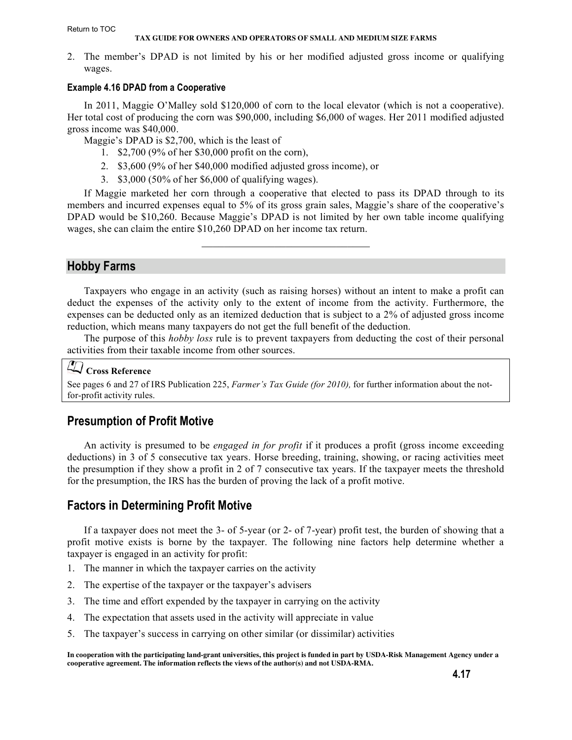2. The member's DPAD is not limited by his or her modified adjusted gross income or qualifying wages.

#### Example 4.16 DPAD from a Cooperative

In 2011, Maggie O'Malley sold $120,000 of corn to the local elevator (which is not a cooperative). Her total cost of producing the corn was $90,000, including $6,000 of wages. Her 2011 modified adjusted gross income was $40,000.

Maggie's DPAD is $2,700, which is the least of

1. $2,700 (9% of her $30,000 profit on the corn),
2. $3,600 (9% of her $40,000 modified adjusted gross income), or
3. $3,000 (50% of her $6,000 of qualifying wages).

If Maggie marketed her corn through a cooperative that elected to pass its DPAD through to its members and incurred expenses equal to 5% of its gross grain sales, Maggie's share of the cooperative's DPAD would be $10,260. Because Maggie's DPAD is not limited by her own table income qualifying wages, she can claim the entire $10,260 DPAD on her income tax return.

---

## Hobby Farms

Taxpayers who engage in an activity (such as raising horses) without an intent to make a profit can deduct the expenses of the activity only to the extent of income from the activity. Furthermore, the expenses can be deducted only as an itemized deduction that is subject to a 2% of adjusted gross income reduction, which means many taxpayers do not get the full benefit of the deduction.

The purpose of this *hobby loss* rule is to prevent taxpayers from deducting the cost of their personal activities from their taxable income from other sources.

> **Cross Reference**
>
> See pages 6 and 27 of IRS Publication 225, *Farmer's Tax Guide (for 2010),* for further information about the not-for-profit activity rules.

### Presumption of Profit Motive

An activity is presumed to be *engaged in for profit* if it produces a profit (gross income exceeding deductions) in 3 of 5 consecutive tax years. Horse breeding, training, showing, or racing activities meet the presumption if they show a profit in 2 of 7 consecutive tax years. If the taxpayer meets the threshold for the presumption, the IRS has the burden of proving the lack of a profit motive.

### Factors in Determining Profit Motive

If a taxpayer does not meet the 3- of 5-year (or 2- of 7-year) profit test, the burden of showing that a profit motive exists is borne by the taxpayer. The following nine factors help determine whether a taxpayer is engaged in an activity for profit:

1. The manner in which the taxpayer carries on the activity
2. The expertise of the taxpayer or the taxpayer's advisers
3. The time and effort expended by the taxpayer in carrying on the activity
4. The expectation that assets used in the activity will appreciate in value
5. The taxpayer's success in carrying on other similar (or dissimilar) activities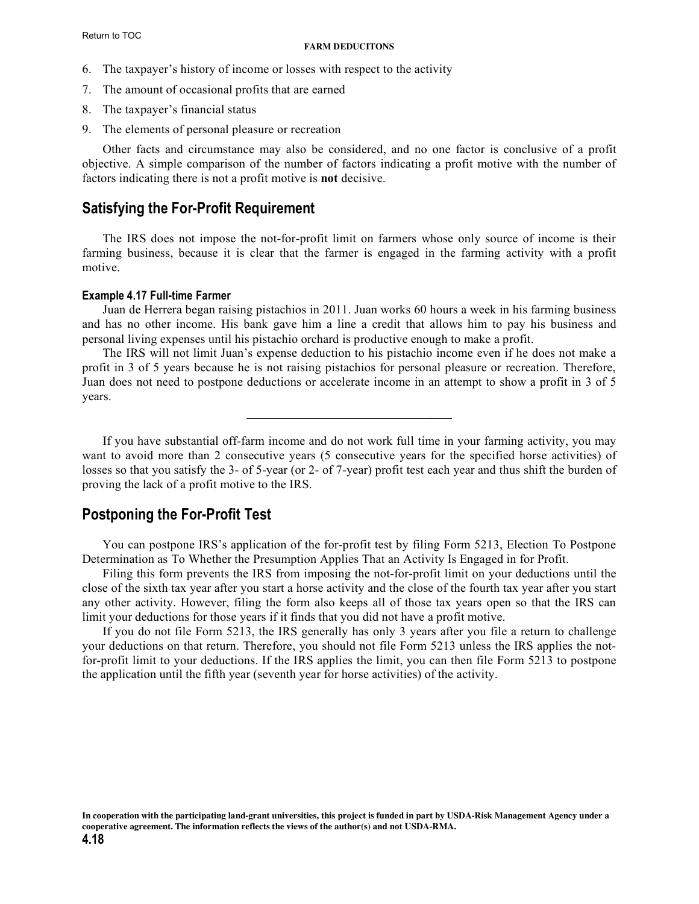6. The taxpayer's history of income or losses with respect to the activity
7. The amount of occasional profits that are earned
8. The taxpayer's financial status
9. The elements of personal pleasure or recreation

Other facts and circumstance may also be considered, and no one factor is conclusive of a profit objective. A simple comparison of the number of factors indicating a profit motive with the number of factors indicating there is not a profit motive is **not** decisive.

## Satisfying the For-Profit Requirement

The IRS does not impose the not-for-profit limit on farmers whose only source of income is their farming business, because it is clear that the farmer is engaged in the farming activity with a profit motive.

#### Example 4.17 Full-time Farmer

Juan de Herrera began raising pistachios in 2011. Juan works 60 hours a week in his farming business and has no other income. His bank gave him a line a credit that allows him to pay his business and personal living expenses until his pistachio orchard is productive enough to make a profit.

The IRS will not limit Juan's expense deduction to his pistachio income even if he does not make a profit in 3 of 5 years because he is not raising pistachios for personal pleasure or recreation. Therefore, Juan does not need to postpone deductions or accelerate income in an attempt to show a profit in 3 of 5 years.

---

If you have substantial off-farm income and do not work full time in your farming activity, you may want to avoid more than 2 consecutive years (5 consecutive years for the specified horse activities) of losses so that you satisfy the 3- of 5-year (or 2- of 7-year) profit test each year and thus shift the burden of proving the lack of a profit motive to the IRS.

## Postponing the For-Profit Test

You can postpone IRS's application of the for-profit test by filing Form 5213, Election To Postpone Determination as To Whether the Presumption Applies That an Activity Is Engaged in for Profit.

Filing this form prevents the IRS from imposing the not-for-profit limit on your deductions until the close of the sixth tax year after you start a horse activity and the close of the fourth tax year after you start any other activity. However, filing the form also keeps all of those tax years open so that the IRS can limit your deductions for those years if it finds that you did not have a profit motive.

If you do not file Form 5213, the IRS generally has only 3 years after you file a return to challenge your deductions on that return. Therefore, you should not file Form 5213 unless the IRS applies the not-for-profit limit to your deductions. If the IRS applies the limit, you can then file Form 5213 to postpone the application until the fifth year (seventh year for horse activities) of the activity.

In cooperation with the participating land-grant universities, this project is funded in part by USDA-Risk Management Agency under a cooperative agreement. The information reflects the views of the author(s) and not USDA-RMA.